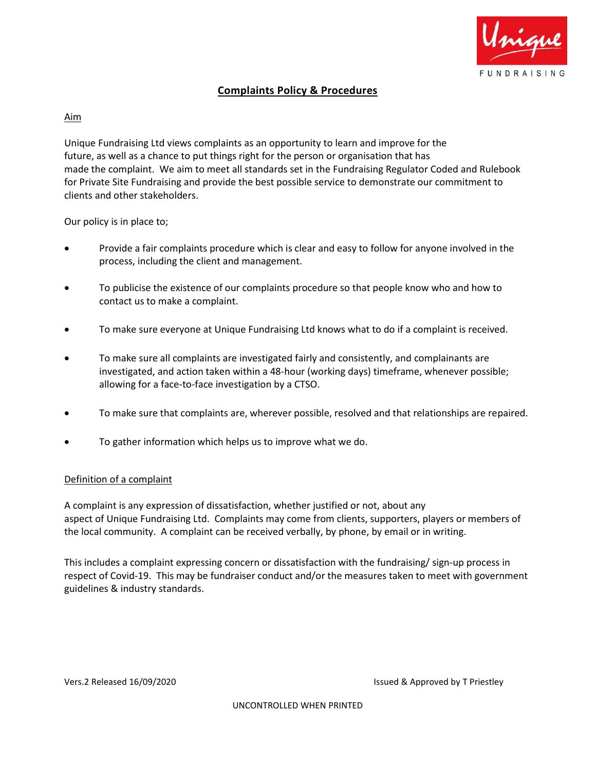# Complaints Policy & Procedures

## Aim

Unique Fundraising Ltd views complaints as an opportunity to learn and improve for the future, as well as a chance to put things right for the person or organisation that has made the complaint. We aim to meet all standards set in the Fundraising Regulator Coded and Rulebook for Private Site Fundraising and provide the best possible service to demonstrate our commitment to clients and other stakeholders.

Our policy is in place to;

- Provide a fair complaints procedure which is clear and easy to follow for anyone involved in the process, including the client and management.
- To publicise the existence of our complaints procedure so that people know who and how to contact us to make a complaint.
- To make sure everyone at Unique Fundraising Ltd knows what to do if a complaint is received.
- To make sure all complaints are investigated fairly and consistently, and complainants are investigated, and action taken within a 48-hour (working days) timeframe, whenever possible; allowing for a face-to-face investigation by a CTSO.
- To make sure that complaints are, wherever possible, resolved and that relationships are repaired.
- To gather information which helps us to improve what we do.

## Definition of a complaint

A complaint is any expression of dissatisfaction, whether justified or not, about any aspect of Unique Fundraising Ltd. Complaints may come from clients, supporters, players or members of the local community. A complaint can be received verbally, by phone, by email or in writing.

This includes a complaint expressing concern or dissatisfaction with the fundraising/ sign-up process in respect of Covid-19. This may be fundraiser conduct and/or the measures taken to meet with government guidelines & industry standards.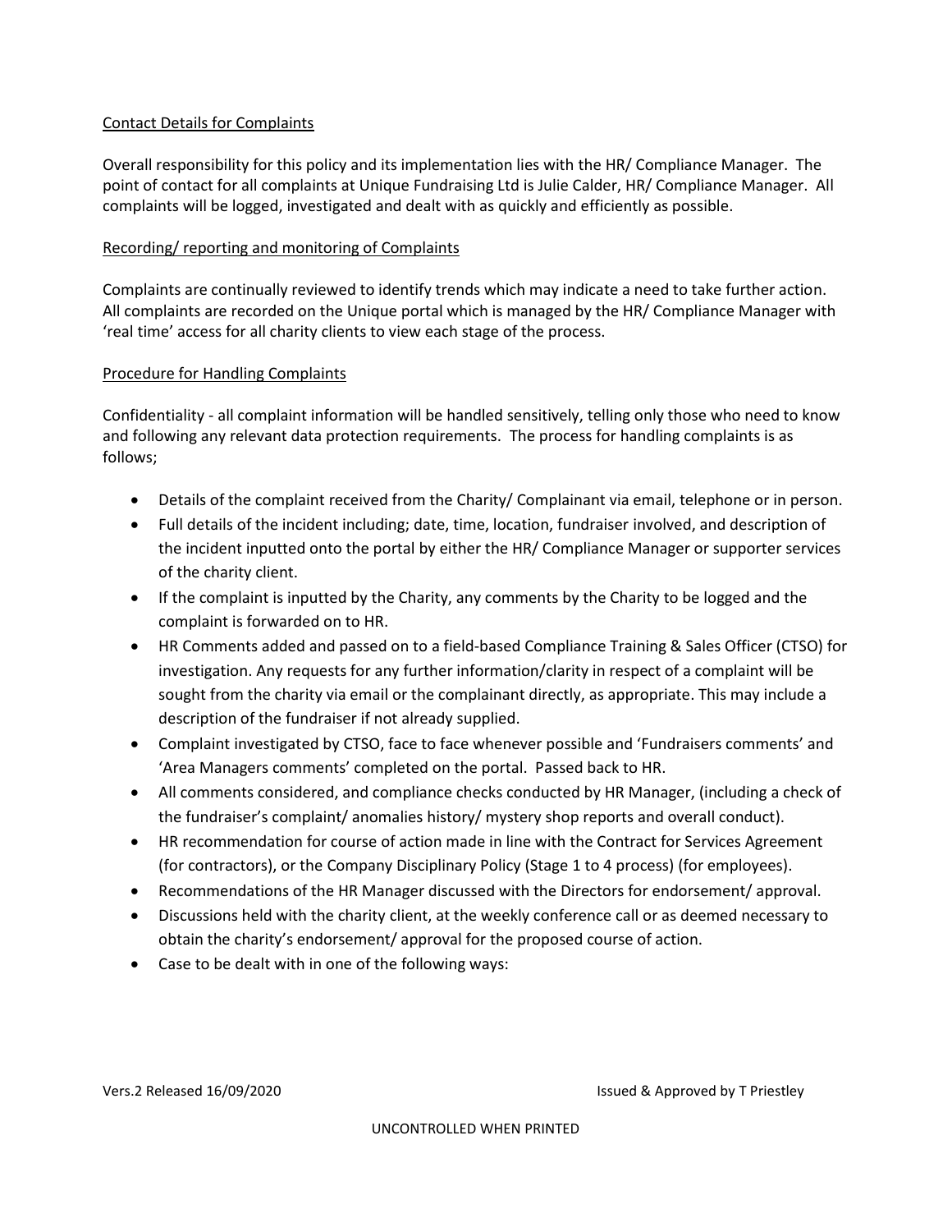Contact Details for Complaints

Overall responsibility for this policy and its implementation lies with the HR/ Compliance Manager. The point of contact for all complaints at Unique Fundraising Ltd is Julie Calder, HR/ Compliance Manager. All complaints will be logged, investigated and dealt with as quickly and efficiently as possible.

Recording/ reporting and monitoring of Complaints

Complaints are continually reviewed to identify trends which may indicate a need to take further action. All complaints are recorded on the Unique portal which is managed by the HR/ Compliance Manager with 'real time' access for all charity clients to view each stage of the process.

Procedure for Handling Complaints

Confidentiality - all complaint information will be handled sensitively, telling only those who need to know and following any relevant data protection requirements. The process for handling complaints is as follows;

- Details of the complaint received from the Charity/ Complainant via email, telephone or in person.
- Full details of the incident including; date, time, location, fundraiser involved, and description of the incident inputted onto the portal by either the HR/ Compliance Manager or supporter services of the charity client.
- If the complaint is inputted by the Charity, any comments by the Charity to be logged and the complaint is forwarded on to HR.
- HR Comments added and passed on to a field-based Compliance Training & Sales Officer (CTSO) for investigation. Any requests for any further information/clarity in respect of a complaint will be sought from the charity via email or the complainant directly, as appropriate. This may include a description of the fundraiser if not already supplied.
- Complaint investigated by CTSO, face to face whenever possible and 'Fundraisers comments' and 'Area Managers comments' completed on the portal. Passed back to HR.
- All comments considered, and compliance checks conducted by HR Manager, (including a check of the fundraiser's complaint/ anomalies history/ mystery shop reports and overall conduct).
- HR recommendation for course of action made in line with the Contract for Services Agreement (for contractors), or the Company Disciplinary Policy (Stage 1 to 4 process) (for employees).
- Recommendations of the HR Manager discussed with the Directors for endorsement/ approval.
- Discussions held with the charity client, at the weekly conference call or as deemed necessary to obtain the charity's endorsement/ approval for the proposed course of action.
- Case to be dealt with in one of the following ways: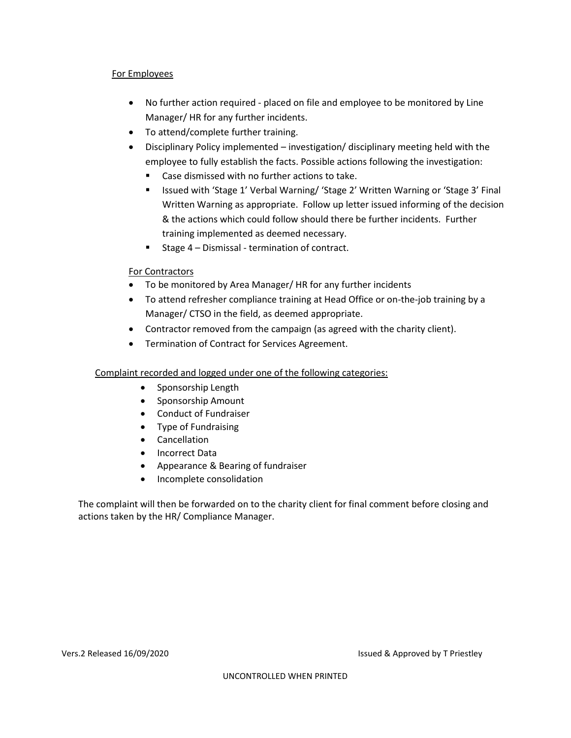For Employees

- No further action required - placed on file and employee to be monitored by Line Manager/ HR for any further incidents.
- To attend/complete further training.
- Disciplinary Policy implemented – investigation/ disciplinary meeting held with the employee to fully establish the facts. Possible actions following the investigation:
  - Case dismissed with no further actions to take.
  - Issued with 'Stage 1' Verbal Warning/ 'Stage 2' Written Warning or 'Stage 3' Final Written Warning as appropriate. Follow up letter issued informing of the decision & the actions which could follow should there be further incidents. Further training implemented as deemed necessary.
  - Stage 4 – Dismissal - termination of contract.

For Contractors

- To be monitored by Area Manager/ HR for any further incidents
- To attend refresher compliance training at Head Office or on-the-job training by a Manager/ CTSO in the field, as deemed appropriate.
- Contractor removed from the campaign (as agreed with the charity client).
- Termination of Contract for Services Agreement.

Complaint recorded and logged under one of the following categories:

- Sponsorship Length
- Sponsorship Amount
- Conduct of Fundraiser
- Type of Fundraising
- Cancellation
- Incorrect Data
- Appearance & Bearing of fundraiser
- Incomplete consolidation

The complaint will then be forwarded on to the charity client for final comment before closing and actions taken by the HR/ Compliance Manager.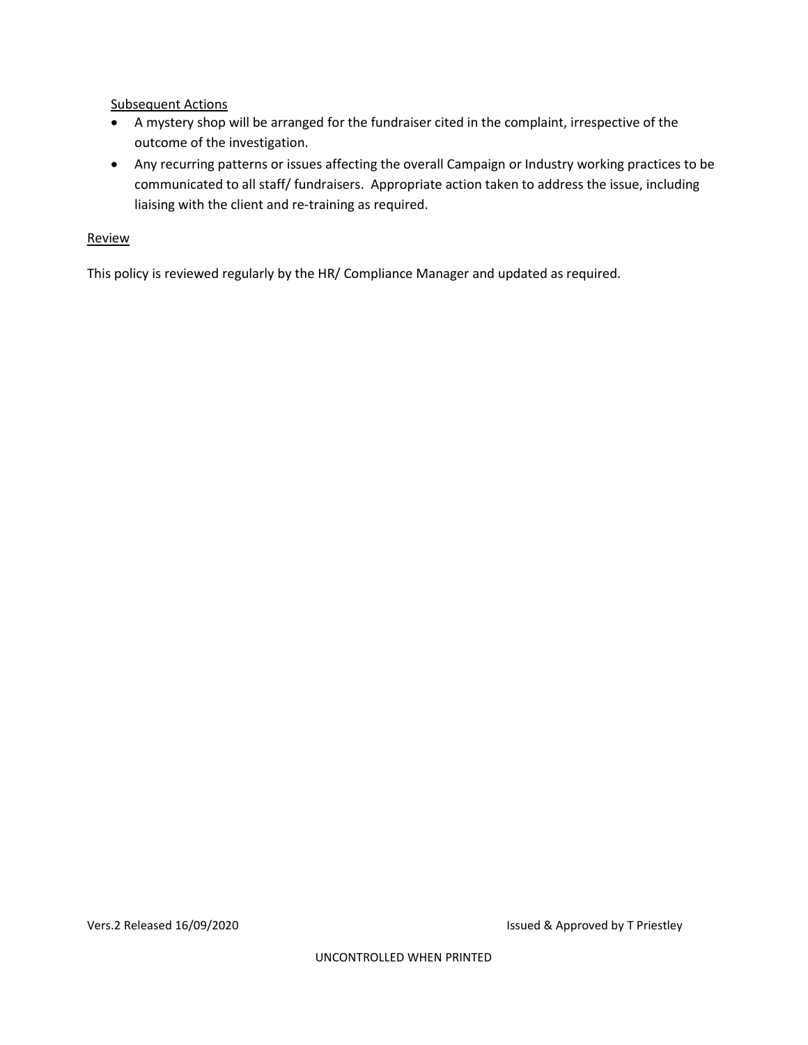Subsequent Actions

- A mystery shop will be arranged for the fundraiser cited in the complaint, irrespective of the outcome of the investigation.
- Any recurring patterns or issues affecting the overall Campaign or Industry working practices to be communicated to all staff/ fundraisers. Appropriate action taken to address the issue, including liaising with the client and re-training as required.

Review

This policy is reviewed regularly by the HR/ Compliance Manager and updated as required.